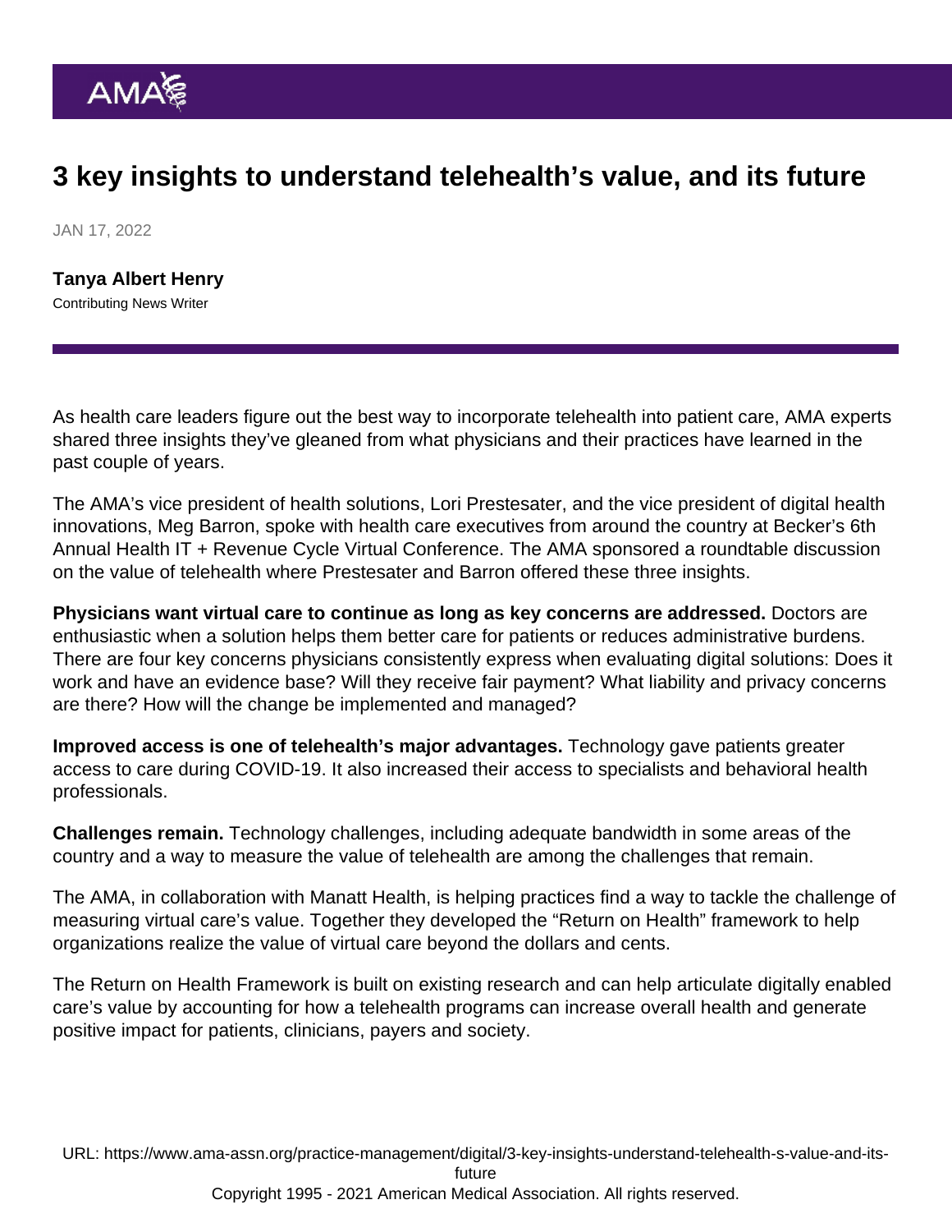# 3 key insights to understand telehealth's value, and its future

JAN 17, 2022

**Tanya Albert Henry**
Contributing News Writer

As health care leaders figure out the best way to incorporate telehealth into patient care, AMA experts shared three insights they've gleaned from what physicians and their practices have learned in the past couple of years.

The AMA's vice president of health solutions, Lori Prestesater, and the vice president of digital health innovations, Meg Barron, spoke with health care executives from around the country at Becker's 6th Annual Health IT + Revenue Cycle Virtual Conference. The AMA sponsored a roundtable discussion on the value of telehealth where Prestesater and Barron offered these three insights.

**Physicians want virtual care to continue as long as key concerns are addressed.** Doctors are enthusiastic when a solution helps them better care for patients or reduces administrative burdens. There are four key concerns physicians consistently express when evaluating digital solutions: Does it work and have an evidence base? Will they receive fair payment? What liability and privacy concerns are there? How will the change be implemented and managed?

**Improved access is one of telehealth's major advantages.** Technology gave patients greater access to care during COVID-19. It also increased their access to specialists and behavioral health professionals.

**Challenges remain.** Technology challenges, including adequate bandwidth in some areas of the country and a way to measure the value of telehealth are among the challenges that remain.

The AMA, in collaboration with Manatt Health, is helping practices find a way to tackle the challenge of measuring virtual care's value. Together they developed the "Return on Health" framework to help organizations realize the value of virtual care beyond the dollars and cents.

The Return on Health Framework is built on existing research and can help articulate digitally enabled care's value by accounting for how a telehealth programs can increase overall health and generate positive impact for patients, clinicians, payers and society.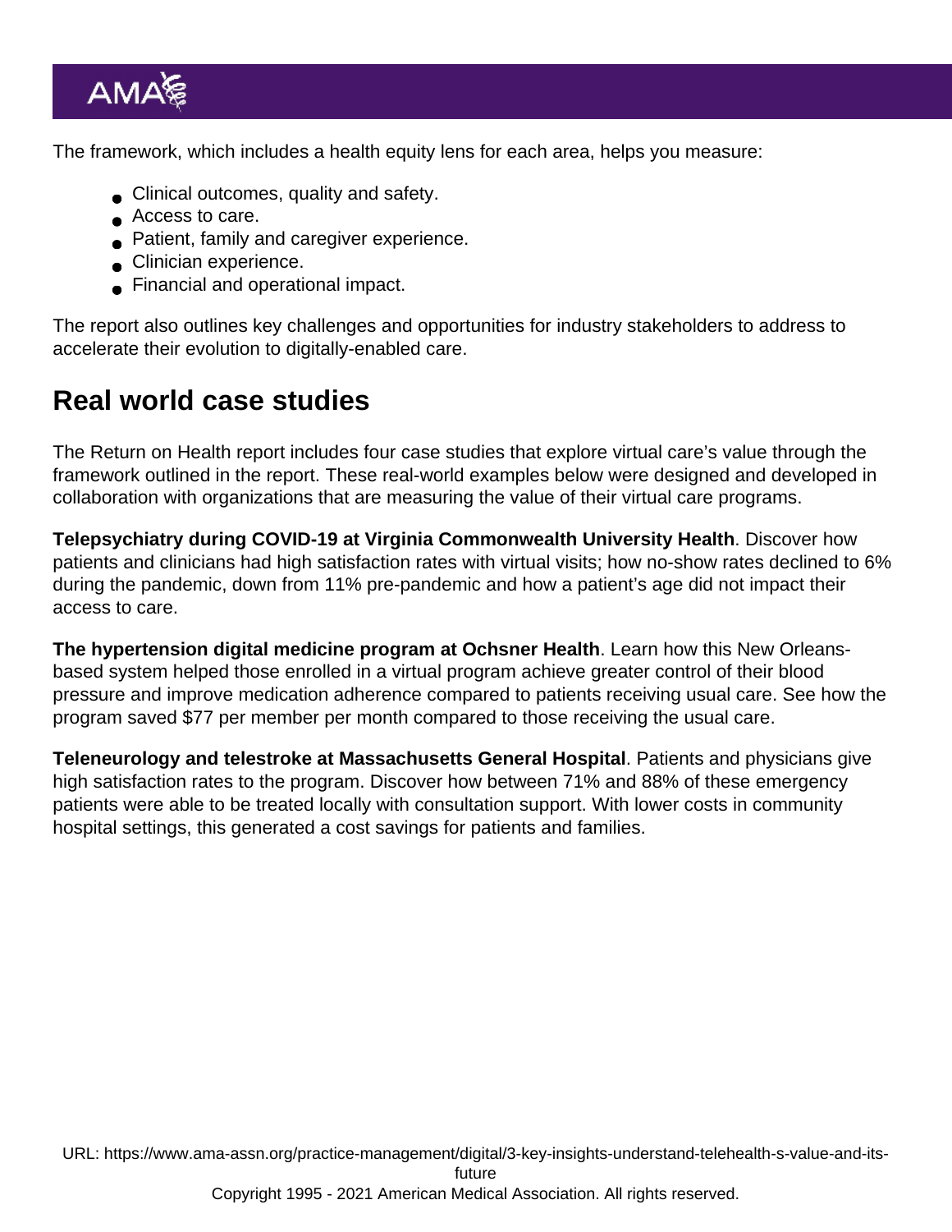The framework, which includes a health equity lens for each area, helps you measure:

- Clinical outcomes, quality and safety.
- Access to care.
- Patient, family and caregiver experience.
- Clinician experience.
- Financial and operational impact.

The report also outlines key challenges and opportunities for industry stakeholders to address to accelerate their evolution to digitally-enabled care.

## Real world case studies

The Return on Health report includes four case studies that explore virtual care's value through the framework outlined in the report. These real-world examples below were designed and developed in collaboration with organizations that are measuring the value of their virtual care programs.

**Telepsychiatry during COVID-19 at Virginia Commonwealth University Health**. Discover how patients and clinicians had high satisfaction rates with virtual visits; how no-show rates declined to 6% during the pandemic, down from 11% pre-pandemic and how a patient's age did not impact their access to care.

**The hypertension digital medicine program at Ochsner Health**. Learn how this New Orleans-based system helped those enrolled in a virtual program achieve greater control of their blood pressure and improve medication adherence compared to patients receiving usual care. See how the program saved $77 per member per month compared to those receiving the usual care.

**Teleneurology and telestroke at Massachusetts General Hospital**. Patients and physicians give high satisfaction rates to the program. Discover how between 71% and 88% of these emergency patients were able to be treated locally with consultation support. With lower costs in community hospital settings, this generated a cost savings for patients and families.